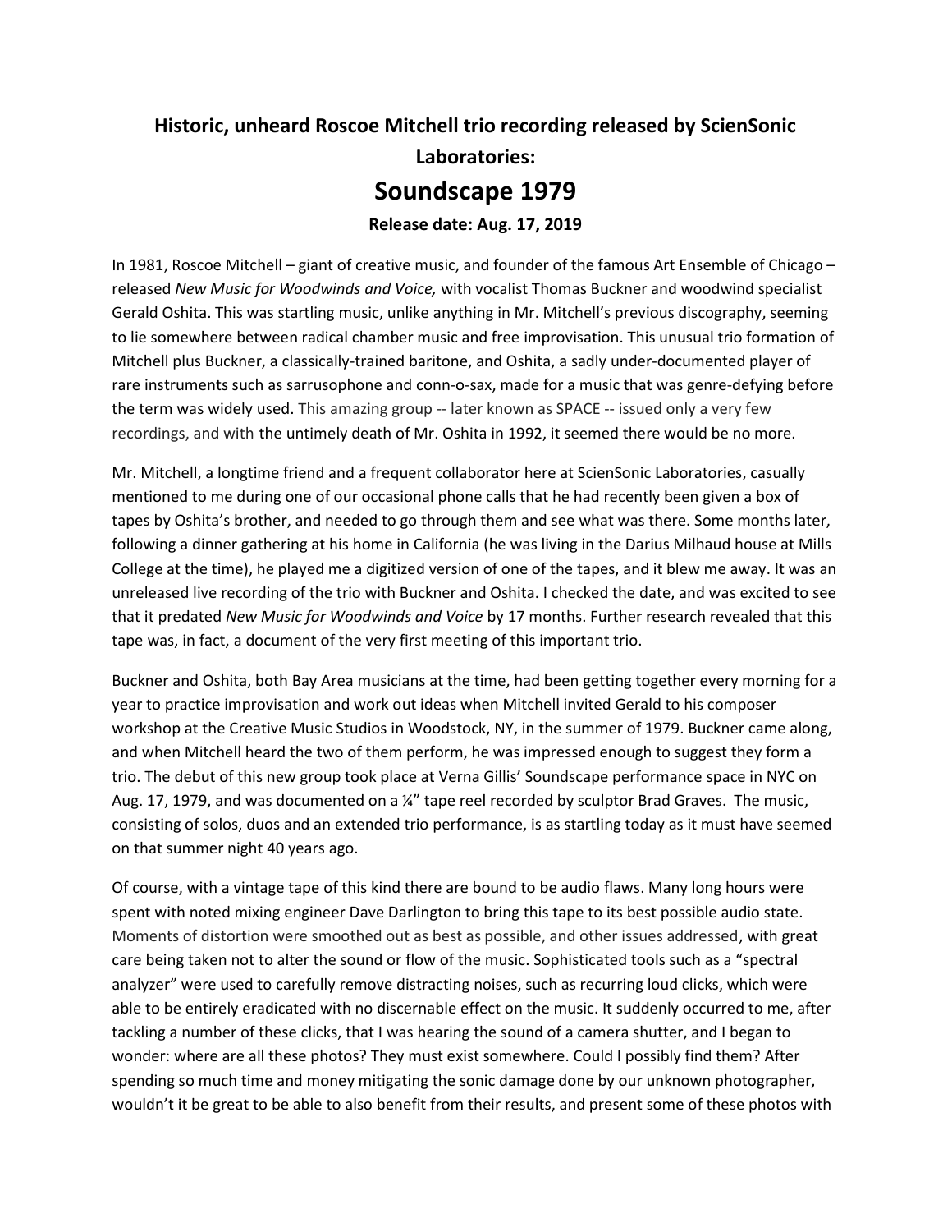# Historic, unheard Roscoe Mitchell trio recording released by ScienSonic Laboratories:

# Soundscape 1979

### Release date: Aug. 17, 2019

In 1981, Roscoe Mitchell – giant of creative music, and founder of the famous Art Ensemble of Chicago – released *New Music for Woodwinds and Voice,* with vocalist Thomas Buckner and woodwind specialist Gerald Oshita. This was startling music, unlike anything in Mr. Mitchell's previous discography, seeming to lie somewhere between radical chamber music and free improvisation. This unusual trio formation of Mitchell plus Buckner, a classically-trained baritone, and Oshita, a sadly under-documented player of rare instruments such as sarrusophone and conn-o-sax, made for a music that was genre-defying before the term was widely used. This amazing group -- later known as SPACE -- issued only a very few recordings, and with the untimely death of Mr. Oshita in 1992, it seemed there would be no more.

Mr. Mitchell, a longtime friend and a frequent collaborator here at ScienSonic Laboratories, casually mentioned to me during one of our occasional phone calls that he had recently been given a box of tapes by Oshita's brother, and needed to go through them and see what was there. Some months later, following a dinner gathering at his home in California (he was living in the Darius Milhaud house at Mills College at the time), he played me a digitized version of one of the tapes, and it blew me away. It was an unreleased live recording of the trio with Buckner and Oshita. I checked the date, and was excited to see that it predated *New Music for Woodwinds and Voice* by 17 months. Further research revealed that this tape was, in fact, a document of the very first meeting of this important trio.

Buckner and Oshita, both Bay Area musicians at the time, had been getting together every morning for a year to practice improvisation and work out ideas when Mitchell invited Gerald to his composer workshop at the Creative Music Studios in Woodstock, NY, in the summer of 1979. Buckner came along, and when Mitchell heard the two of them perform, he was impressed enough to suggest they form a trio. The debut of this new group took place at Verna Gillis' Soundscape performance space in NYC on Aug. 17, 1979, and was documented on a ¼" tape reel recorded by sculptor Brad Graves. The music, consisting of solos, duos and an extended trio performance, is as startling today as it must have seemed on that summer night 40 years ago.

Of course, with a vintage tape of this kind there are bound to be audio flaws. Many long hours were spent with noted mixing engineer Dave Darlington to bring this tape to its best possible audio state. Moments of distortion were smoothed out as best as possible, and other issues addressed, with great care being taken not to alter the sound or flow of the music. Sophisticated tools such as a "spectral analyzer" were used to carefully remove distracting noises, such as recurring loud clicks, which were able to be entirely eradicated with no discernable effect on the music. It suddenly occurred to me, after tackling a number of these clicks, that I was hearing the sound of a camera shutter, and I began to wonder: where are all these photos? They must exist somewhere. Could I possibly find them? After spending so much time and money mitigating the sonic damage done by our unknown photographer, wouldn't it be great to be able to also benefit from their results, and present some of these photos with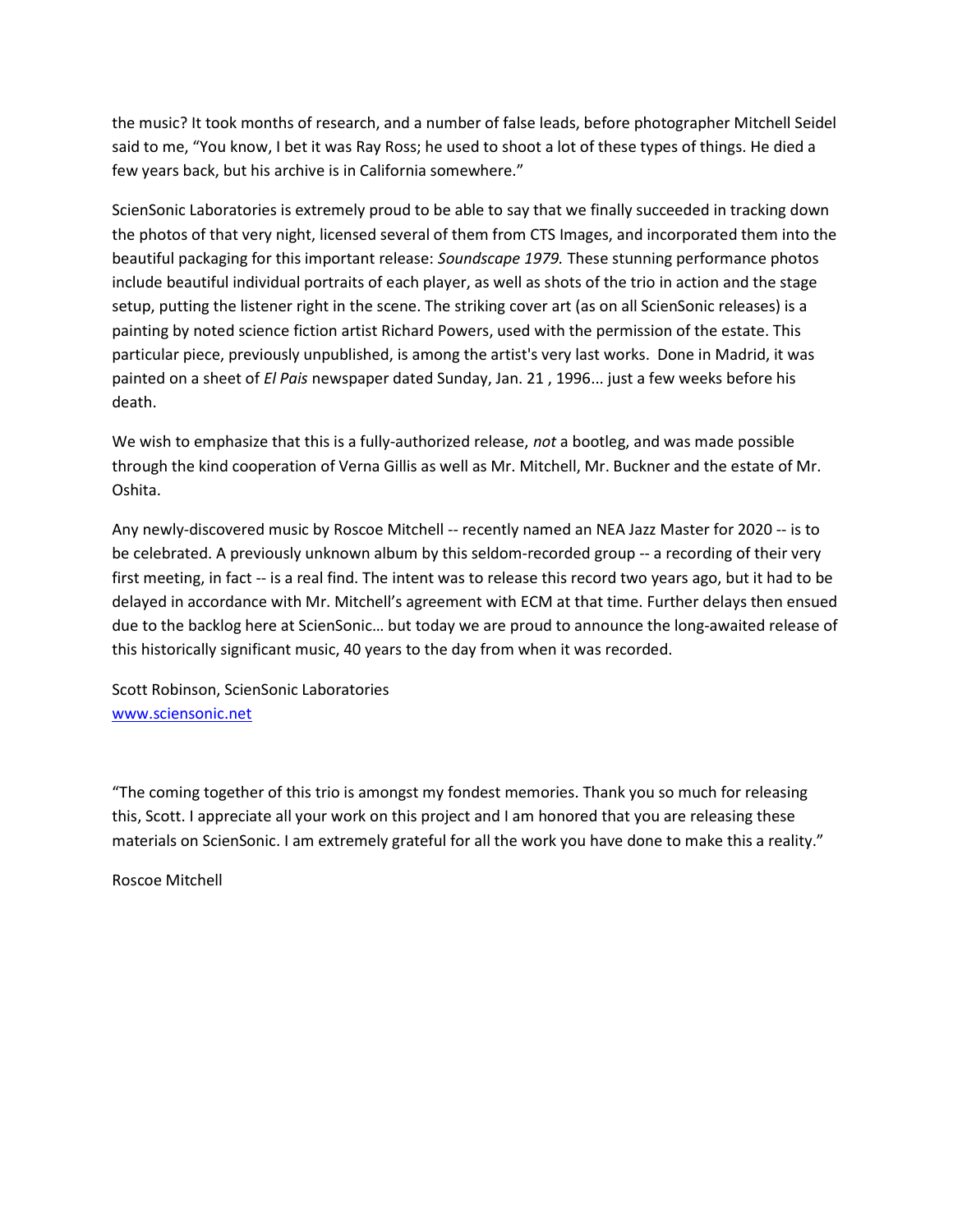the music? It took months of research, and a number of false leads, before photographer Mitchell Seidel said to me, "You know, I bet it was Ray Ross; he used to shoot a lot of these types of things. He died a few years back, but his archive is in California somewhere."

ScienSonic Laboratories is extremely proud to be able to say that we finally succeeded in tracking down the photos of that very night, licensed several of them from CTS Images, and incorporated them into the beautiful packaging for this important release: *Soundscape 1979.* These stunning performance photos include beautiful individual portraits of each player, as well as shots of the trio in action and the stage setup, putting the listener right in the scene. The striking cover art (as on all ScienSonic releases) is a painting by noted science fiction artist Richard Powers, used with the permission of the estate. This particular piece, previously unpublished, is among the artist's very last works. Done in Madrid, it was painted on a sheet of *El Pais* newspaper dated Sunday, Jan. 21 , 1996... just a few weeks before his death.

We wish to emphasize that this is a fully-authorized release, *not* a bootleg, and was made possible through the kind cooperation of Verna Gillis as well as Mr. Mitchell, Mr. Buckner and the estate of Mr. Oshita.

Any newly-discovered music by Roscoe Mitchell -- recently named an NEA Jazz Master for 2020 -- is to be celebrated. A previously unknown album by this seldom-recorded group -- a recording of their very first meeting, in fact -- is a real find. The intent was to release this record two years ago, but it had to be delayed in accordance with Mr. Mitchell's agreement with ECM at that time. Further delays then ensued due to the backlog here at ScienSonic… but today we are proud to announce the long-awaited release of this historically significant music, 40 years to the day from when it was recorded.

Scott Robinson, ScienSonic Laboratories
www.sciensonic.net

"The coming together of this trio is amongst my fondest memories. Thank you so much for releasing this, Scott. I appreciate all your work on this project and I am honored that you are releasing these materials on ScienSonic. I am extremely grateful for all the work you have done to make this a reality."

Roscoe Mitchell